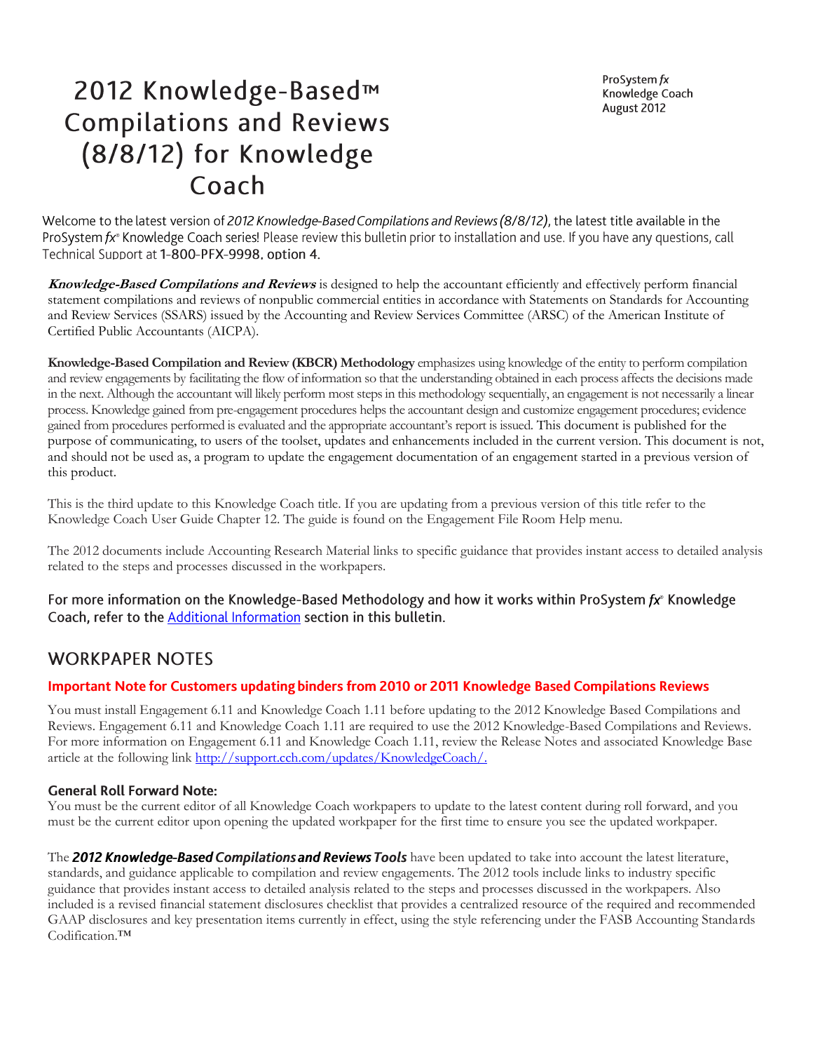# 2012 Knowledge-Based™ Compilations and Reviews (8/8/12) for Knowledge Coach

ProSystem *fx*
Knowledge Coach
August 2012

Welcome to the latest version of *2012 Knowledge-Based Compilations and Reviews (8/8/12)*, the latest title available in the ProSystem *fx*® Knowledge Coach series! Please review this bulletin prior to installation and use. If you have any questions, call Technical Support at 1-800-PFX-9998, option 4.

***Knowledge-Based Compilations and Reviews*** is designed to help the accountant efficiently and effectively perform financial statement compilations and reviews of nonpublic commercial entities in accordance with Statements on Standards for Accounting and Review Services (SSARS) issued by the Accounting and Review Services Committee (ARSC) of the American Institute of Certified Public Accountants (AICPA).

**Knowledge-Based Compilation and Review (KBCR) Methodology** emphasizes using knowledge of the entity to perform compilation and review engagements by facilitating the flow of information so that the understanding obtained in each process affects the decisions made in the next. Although the accountant will likely perform most steps in this methodology sequentially, an engagement is not necessarily a linear process. Knowledge gained from pre-engagement procedures helps the accountant design and customize engagement procedures; evidence gained from procedures performed is evaluated and the appropriate accountant's report is issued. This document is published for the purpose of communicating, to users of the toolset, updates and enhancements included in the current version. This document is not, and should not be used as, a program to update the engagement documentation of an engagement started in a previous version of this product.

This is the third update to this Knowledge Coach title. If you are updating from a previous version of this title refer to the Knowledge Coach User Guide Chapter 12. The guide is found on the Engagement File Room Help menu.

The 2012 documents include Accounting Research Material links to specific guidance that provides instant access to detailed analysis related to the steps and processes discussed in the workpapers.

For more information on the Knowledge-Based Methodology and how it works within ProSystem *fx*® Knowledge Coach, refer to the Additional Information section in this bulletin.

## WORKPAPER NOTES

### Important Note for Customers updating binders from 2010 or 2011 Knowledge Based Compilations Reviews

You must install Engagement 6.11 and Knowledge Coach 1.11 before updating to the 2012 Knowledge Based Compilations and Reviews. Engagement 6.11 and Knowledge Coach 1.11 are required to use the 2012 Knowledge-Based Compilations and Reviews. For more information on Engagement 6.11 and Knowledge Coach 1.11, review the Release Notes and associated Knowledge Base article at the following link http://support.cch.com/updates/KnowledgeCoach/.

### General Roll Forward Note:

You must be the current editor of all Knowledge Coach workpapers to update to the latest content during roll forward, and you must be the current editor upon opening the updated workpaper for the first time to ensure you see the updated workpaper.

The ***2012 Knowledge-Based Compilations and Reviews Tools*** have been updated to take into account the latest literature, standards, and guidance applicable to compilation and review engagements. The 2012 tools include links to industry specific guidance that provides instant access to detailed analysis related to the steps and processes discussed in the workpapers. Also included is a revised financial statement disclosures checklist that provides a centralized resource of the required and recommended GAAP disclosures and key presentation items currently in effect, using the style referencing under the FASB Accounting Standards Codification.™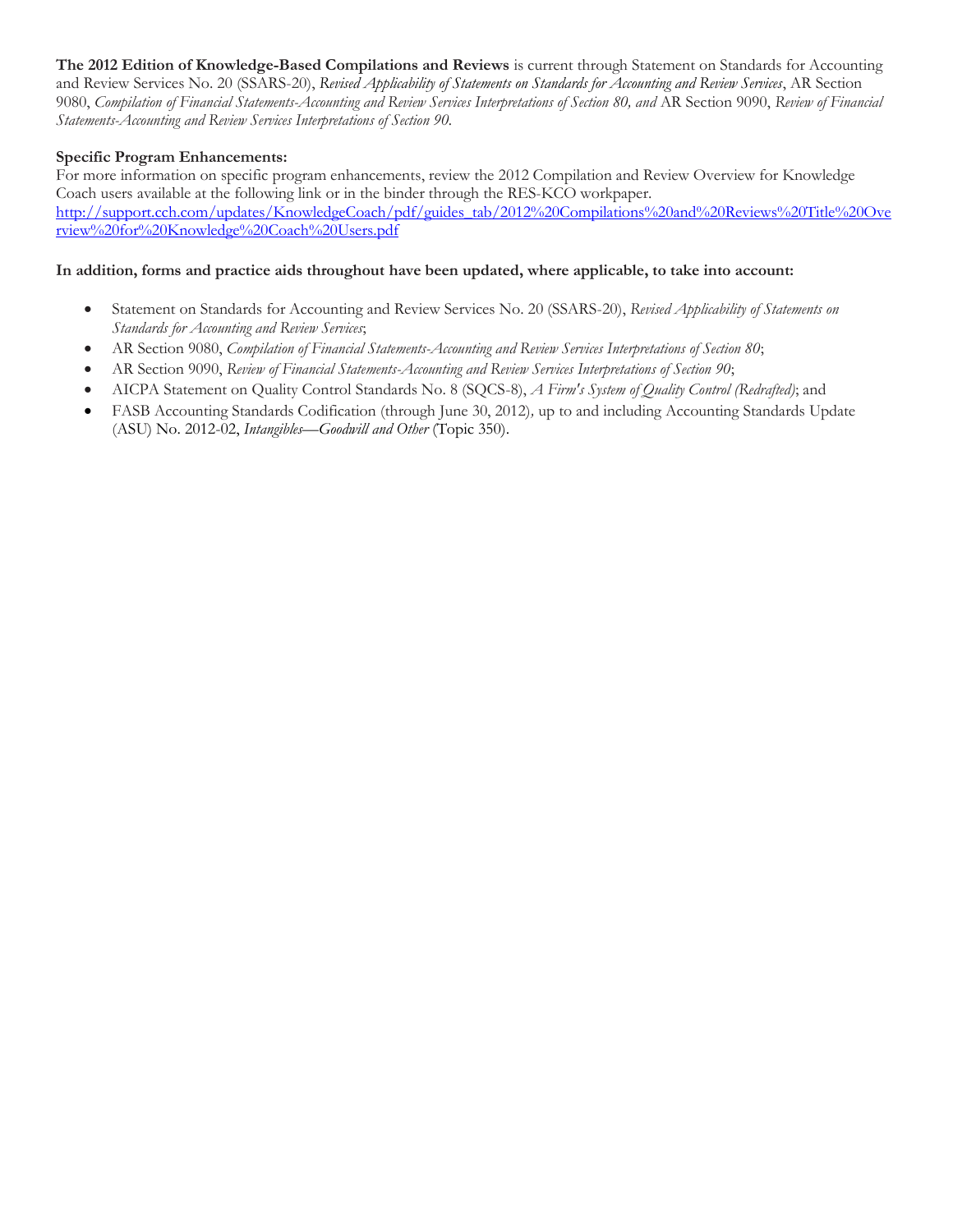**The 2012 Edition of Knowledge-Based Compilations and Reviews** is current through Statement on Standards for Accounting and Review Services No. 20 (SSARS-20), *Revised Applicability of Statements on Standards for Accounting and Review Services*, AR Section 9080, *Compilation of Financial Statements-Accounting and Review Services Interpretations of Section 80, and* AR Section 9090, *Review of Financial Statements-Accounting and Review Services Interpretations of Section 90.*

**Specific Program Enhancements:**

For more information on specific program enhancements, review the 2012 Compilation and Review Overview for Knowledge Coach users available at the following link or in the binder through the RES-KCO workpaper.
http://support.cch.com/updates/KnowledgeCoach/pdf/guides_tab/2012%20Compilations%20and%20Reviews%20Title%20Overview%20for%20Knowledge%20Coach%20Users.pdf

**In addition, forms and practice aids throughout have been updated, where applicable, to take into account:**

- Statement on Standards for Accounting and Review Services No. 20 (SSARS-20), *Revised Applicability of Statements on Standards for Accounting and Review Services*;
- AR Section 9080, *Compilation of Financial Statements-Accounting and Review Services Interpretations of Section 80*;
- AR Section 9090, *Review of Financial Statements-Accounting and Review Services Interpretations of Section 90*;
- AICPA Statement on Quality Control Standards No. 8 (SQCS-8), *A Firm's System of Quality Control (Redrafted)*; and
- FASB Accounting Standards Codification (through June 30, 2012), up to and including Accounting Standards Update (ASU) No. 2012-02, *Intangibles—Goodwill and Other* (Topic 350).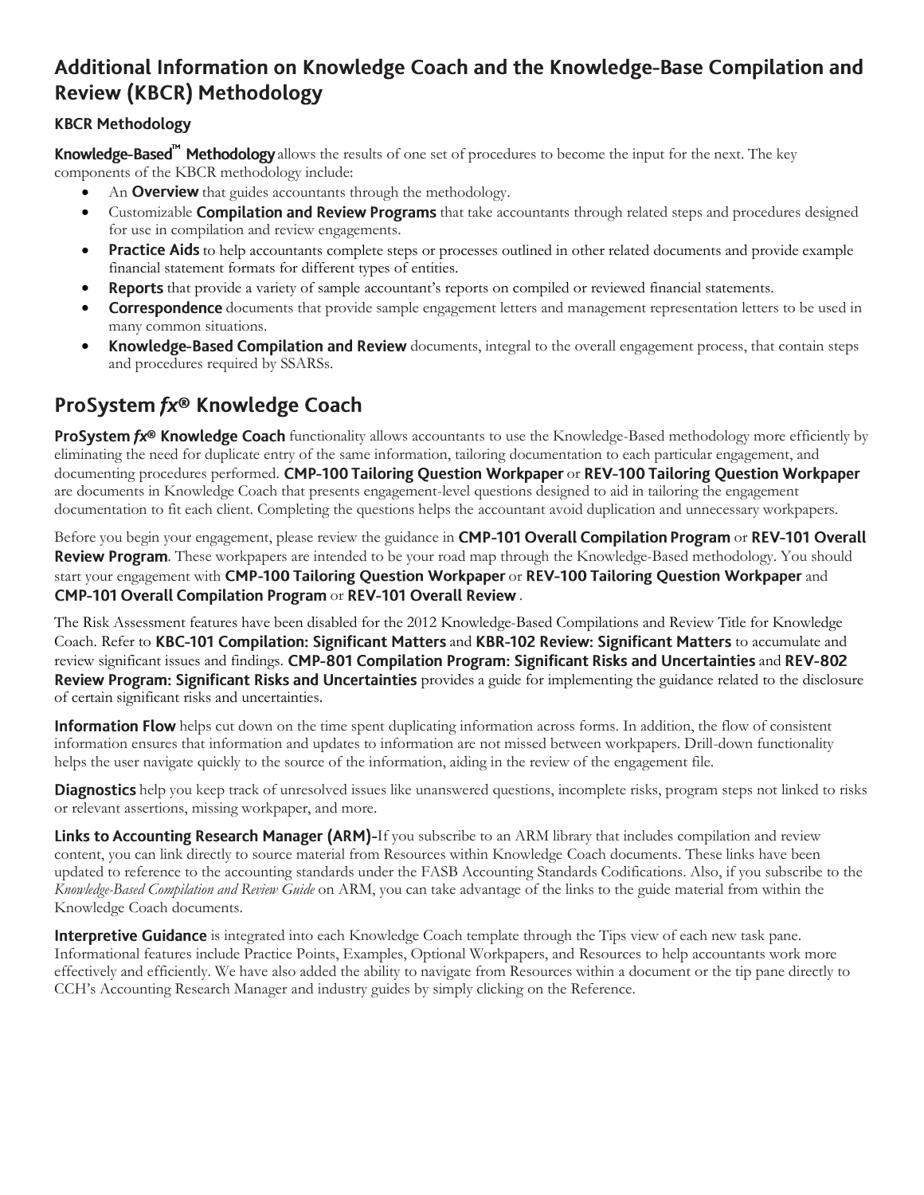## Additional Information on Knowledge Coach and the Knowledge-Base Compilation and Review (KBCR) Methodology

### KBCR Methodology

**Knowledge-Based™ Methodology** allows the results of one set of procedures to become the input for the next. The key components of the KBCR methodology include:

- An **Overview** that guides accountants through the methodology.
- Customizable **Compilation and Review Programs** that take accountants through related steps and procedures designed for use in compilation and review engagements.
- **Practice Aids** to help accountants complete steps or processes outlined in other related documents and provide example financial statement formats for different types of entities.
- **Reports** that provide a variety of sample accountant's reports on compiled or reviewed financial statements.
- **Correspondence** documents that provide sample engagement letters and management representation letters to be used in many common situations.
- **Knowledge-Based Compilation and Review** documents, integral to the overall engagement process, that contain steps and procedures required by SSARSs.

## ProSystem *fx*® Knowledge Coach

**ProSystem *fx*® Knowledge Coach** functionality allows accountants to use the Knowledge-Based methodology more efficiently by eliminating the need for duplicate entry of the same information, tailoring documentation to each particular engagement, and documenting procedures performed. **CMP-100 Tailoring Question Workpaper** or **REV-100 Tailoring Question Workpaper** are documents in Knowledge Coach that presents engagement-level questions designed to aid in tailoring the engagement documentation to fit each client. Completing the questions helps the accountant avoid duplication and unnecessary workpapers.

Before you begin your engagement, please review the guidance in **CMP-101 Overall Compilation Program** or **REV-101 Overall Review Program**. These workpapers are intended to be your road map through the Knowledge-Based methodology. You should start your engagement with **CMP-100 Tailoring Question Workpaper** or **REV-100 Tailoring Question Workpaper** and **CMP-101 Overall Compilation Program** or **REV-101 Overall Review** .

The Risk Assessment features have been disabled for the 2012 Knowledge-Based Compilations and Review Title for Knowledge Coach. Refer to **KBC-101 Compilation: Significant Matters** and **KBR-102 Review: Significant Matters** to accumulate and review significant issues and findings. **CMP-801 Compilation Program: Significant Risks and Uncertainties** and **REV-802 Review Program: Significant Risks and Uncertainties** provides a guide for implementing the guidance related to the disclosure of certain significant risks and uncertainties.

**Information Flow** helps cut down on the time spent duplicating information across forms. In addition, the flow of consistent information ensures that information and updates to information are not missed between workpapers. Drill-down functionality helps the user navigate quickly to the source of the information, aiding in the review of the engagement file.

**Diagnostics** help you keep track of unresolved issues like unanswered questions, incomplete risks, program steps not linked to risks or relevant assertions, missing workpaper, and more.

**Links to Accounting Research Manager (ARM)-**If you subscribe to an ARM library that includes compilation and review content, you can link directly to source material from Resources within Knowledge Coach documents. These links have been updated to reference to the accounting standards under the FASB Accounting Standards Codifications. Also, if you subscribe to the *Knowledge-Based Compilation and Review Guide* on ARM, you can take advantage of the links to the guide material from within the Knowledge Coach documents.

**Interpretive Guidance** is integrated into each Knowledge Coach template through the Tips view of each new task pane. Informational features include Practice Points, Examples, Optional Workpapers, and Resources to help accountants work more effectively and efficiently. We have also added the ability to navigate from Resources within a document or the tip pane directly to CCH's Accounting Research Manager and industry guides by simply clicking on the Reference.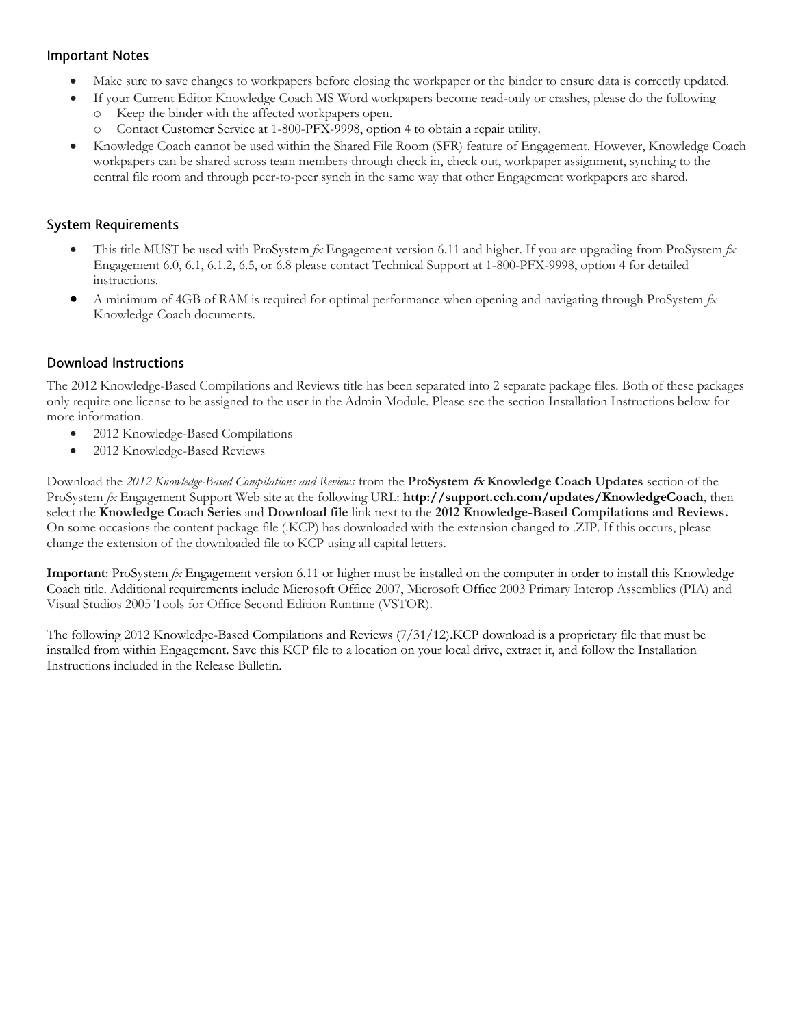## Important Notes

- Make sure to save changes to workpapers before closing the workpaper or the binder to ensure data is correctly updated.
- If your Current Editor Knowledge Coach MS Word workpapers become read-only or crashes, please do the following
  - Keep the binder with the affected workpapers open.
  - Contact Customer Service at 1-800-PFX-9998, option 4 to obtain a repair utility.
- Knowledge Coach cannot be used within the Shared File Room (SFR) feature of Engagement. However, Knowledge Coach workpapers can be shared across team members through check in, check out, workpaper assignment, synching to the central file room and through peer-to-peer synch in the same way that other Engagement workpapers are shared.

## System Requirements

- This title MUST be used with ProSystem *fx* Engagement version 6.11 and higher. If you are upgrading from ProSystem *fx* Engagement 6.0, 6.1, 6.1.2, 6.5, or 6.8 please contact Technical Support at 1-800-PFX-9998, option 4 for detailed instructions.
- A minimum of 4GB of RAM is required for optimal performance when opening and navigating through ProSystem *fx* Knowledge Coach documents.

## Download Instructions

The 2012 Knowledge-Based Compilations and Reviews title has been separated into 2 separate package files. Both of these packages only require one license to be assigned to the user in the Admin Module. Please see the section Installation Instructions below for more information.

- 2012 Knowledge-Based Compilations
- 2012 Knowledge-Based Reviews

Download the *2012 Knowledge-Based Compilations and Reviews* from the **ProSystem *fx* Knowledge Coach Updates** section of the ProSystem *fx* Engagement Support Web site at the following URL: **http://support.cch.com/updates/KnowledgeCoach**, then select the **Knowledge Coach Series** and **Download file** link next to the **2012 Knowledge-Based Compilations and Reviews.** On some occasions the content package file (.KCP) has downloaded with the extension changed to .ZIP. If this occurs, please change the extension of the downloaded file to KCP using all capital letters.

**Important**: ProSystem *fx* Engagement version 6.11 or higher must be installed on the computer in order to install this Knowledge Coach title. Additional requirements include Microsoft Office 2007, Microsoft Office 2003 Primary Interop Assemblies (PIA) and Visual Studios 2005 Tools for Office Second Edition Runtime (VSTOR).

The following 2012 Knowledge-Based Compilations and Reviews (7/31/12).KCP download is a proprietary file that must be installed from within Engagement. Save this KCP file to a location on your local drive, extract it, and follow the Installation Instructions included in the Release Bulletin.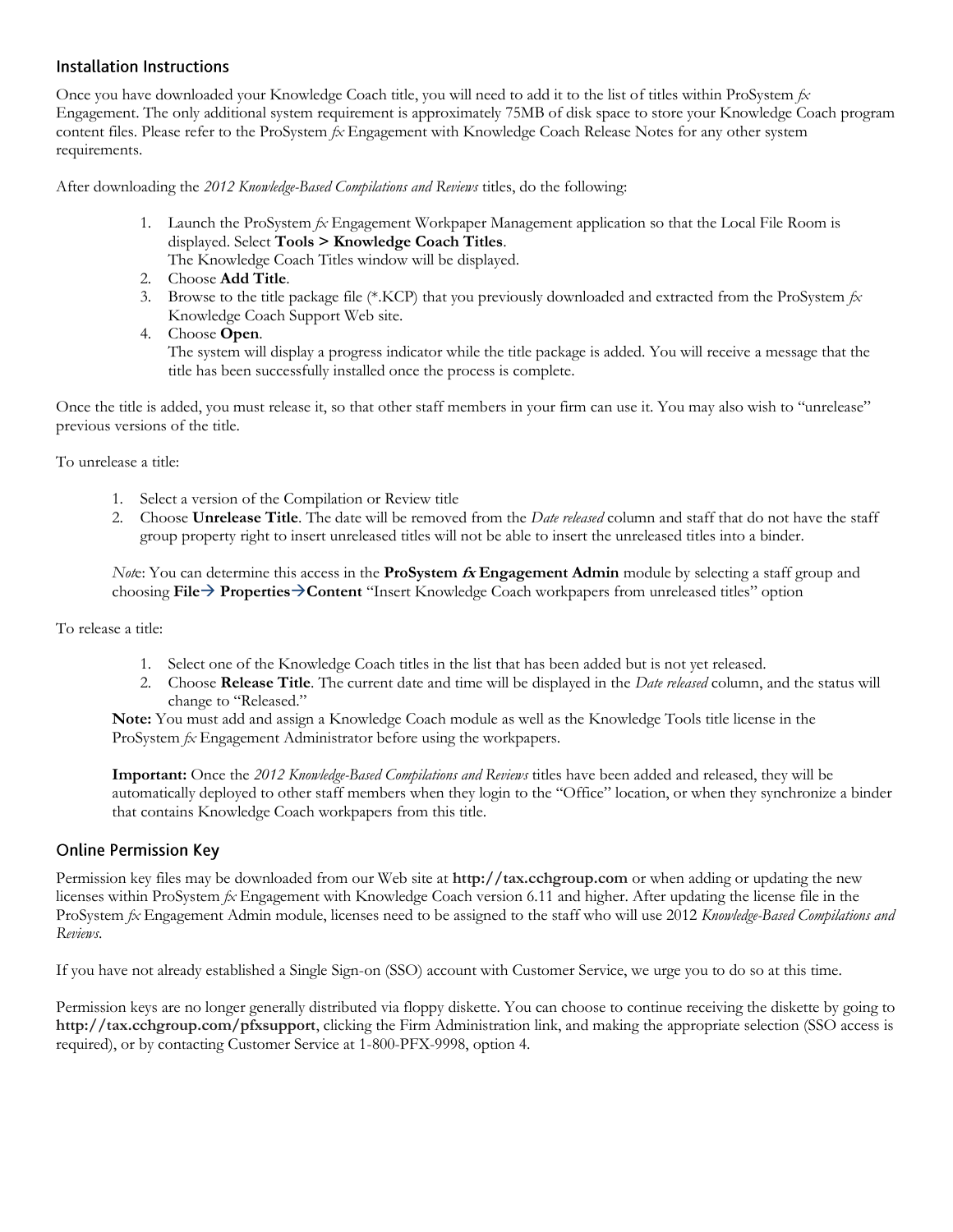## Installation Instructions

Once you have downloaded your Knowledge Coach title, you will need to add it to the list of titles within ProSystem *fx* Engagement. The only additional system requirement is approximately 75MB of disk space to store your Knowledge Coach program content files. Please refer to the ProSystem *fx* Engagement with Knowledge Coach Release Notes for any other system requirements.

After downloading the *2012 Knowledge-Based Compilations and Reviews* titles, do the following:

1. Launch the ProSystem *fx* Engagement Workpaper Management application so that the Local File Room is displayed. Select **Tools > Knowledge Coach Titles**.
   The Knowledge Coach Titles window will be displayed.
2. Choose **Add Title**.
3. Browse to the title package file (*.KCP) that you previously downloaded and extracted from the ProSystem *fx* Knowledge Coach Support Web site.
4. Choose **Open**.
   The system will display a progress indicator while the title package is added. You will receive a message that the title has been successfully installed once the process is complete.

Once the title is added, you must release it, so that other staff members in your firm can use it. You may also wish to "unrelease" previous versions of the title.

To unrelease a title:

1. Select a version of the Compilation or Review title
2. Choose **Unrelease Title**. The date will be removed from the *Date released* column and staff that do not have the staff group property right to insert unreleased titles will not be able to insert the unreleased titles into a binder.

*Note*: You can determine this access in the **ProSystem *fx* Engagement Admin** module by selecting a staff group and choosing **File→ Properties→Content** "Insert Knowledge Coach workpapers from unreleased titles" option

To release a title:

1. Select one of the Knowledge Coach titles in the list that has been added but is not yet released.
2. Choose **Release Title**. The current date and time will be displayed in the *Date released* column, and the status will change to "Released."

**Note:** You must add and assign a Knowledge Coach module as well as the Knowledge Tools title license in the ProSystem *fx* Engagement Administrator before using the workpapers.

**Important:** Once the *2012 Knowledge-Based Compilations and Reviews* titles have been added and released, they will be automatically deployed to other staff members when they login to the "Office" location, or when they synchronize a binder that contains Knowledge Coach workpapers from this title.

## Online Permission Key

Permission key files may be downloaded from our Web site at **http://tax.cchgroup.com** or when adding or updating the new licenses within ProSystem *fx* Engagement with Knowledge Coach version 6.11 and higher. After updating the license file in the ProSystem *fx* Engagement Admin module, licenses need to be assigned to the staff who will use 2012 *Knowledge-Based Compilations and Reviews*.

If you have not already established a Single Sign-on (SSO) account with Customer Service, we urge you to do so at this time.

Permission keys are no longer generally distributed via floppy diskette. You can choose to continue receiving the diskette by going to **http://tax.cchgroup.com/pfxsupport**, clicking the Firm Administration link, and making the appropriate selection (SSO access is required), or by contacting Customer Service at 1-800-PFX-9998, option 4.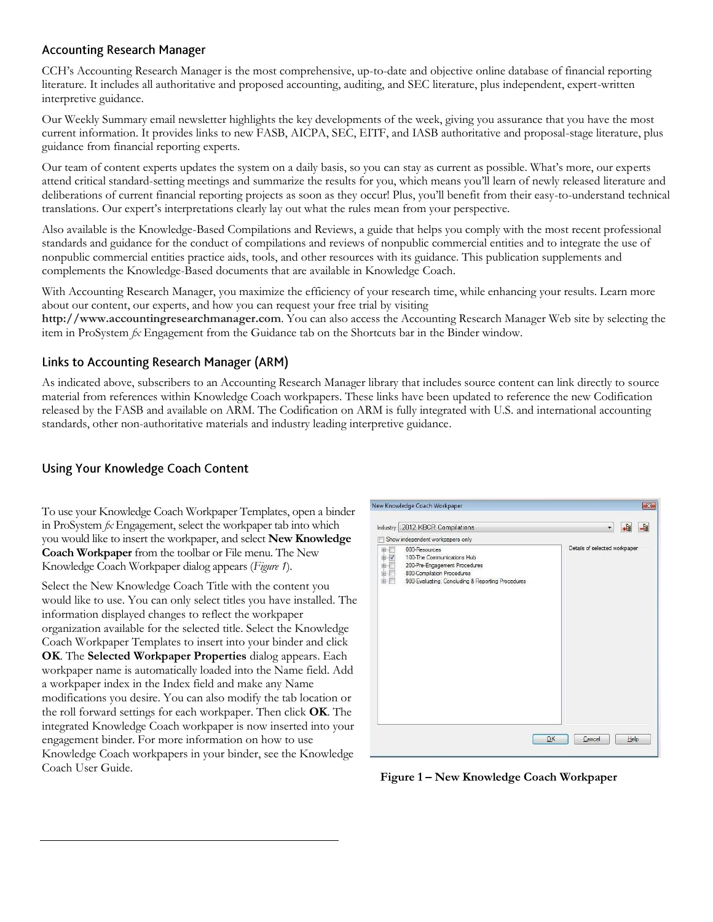## Accounting Research Manager

CCH's Accounting Research Manager is the most comprehensive, up-to-date and objective online database of financial reporting literature. It includes all authoritative and proposed accounting, auditing, and SEC literature, plus independent, expert-written interpretive guidance.

Our Weekly Summary email newsletter highlights the key developments of the week, giving you assurance that you have the most current information. It provides links to new FASB, AICPA, SEC, EITF, and IASB authoritative and proposal-stage literature, plus guidance from financial reporting experts.

Our team of content experts updates the system on a daily basis, so you can stay as current as possible. What's more, our experts attend critical standard-setting meetings and summarize the results for you, which means you'll learn of newly released literature and deliberations of current financial reporting projects as soon as they occur! Plus, you'll benefit from their easy-to-understand technical translations. Our expert's interpretations clearly lay out what the rules mean from your perspective.

Also available is the Knowledge-Based Compilations and Reviews, a guide that helps you comply with the most recent professional standards and guidance for the conduct of compilations and reviews of nonpublic commercial entities and to integrate the use of nonpublic commercial entities practice aids, tools, and other resources with its guidance. This publication supplements and complements the Knowledge-Based documents that are available in Knowledge Coach.

With Accounting Research Manager, you maximize the efficiency of your research time, while enhancing your results. Learn more about our content, our experts, and how you can request your free trial by visiting **http://www.accountingresearchmanager.com**. You can also access the Accounting Research Manager Web site by selecting the item in ProSystem *fx* Engagement from the Guidance tab on the Shortcuts bar in the Binder window.

## Links to Accounting Research Manager (ARM)

As indicated above, subscribers to an Accounting Research Manager library that includes source content can link directly to source material from references within Knowledge Coach workpapers. These links have been updated to reference the new Codification released by the FASB and available on ARM. The Codification on ARM is fully integrated with U.S. and international accounting standards, other non-authoritative materials and industry leading interpretive guidance.

## Using Your Knowledge Coach Content

To use your Knowledge Coach Workpaper Templates, open a binder in ProSystem *fx* Engagement, select the workpaper tab into which you would like to insert the workpaper, and select **New Knowledge Coach Workpaper** from the toolbar or File menu. The New Knowledge Coach Workpaper dialog appears (*Figure 1*).

Select the New Knowledge Coach Title with the content you would like to use. You can only select titles you have installed. The information displayed changes to reflect the workpaper organization available for the selected title. Select the Knowledge Coach Workpaper Templates to insert into your binder and click **OK**. The **Selected Workpaper Properties** dialog appears. Each workpaper name is automatically loaded into the Name field. Add a workpaper index in the Index field and make any Name modifications you desire. You can also modify the tab location or the roll forward settings for each workpaper. Then click **OK**. The integrated Knowledge Coach workpaper is now inserted into your engagement binder. For more information on how to use Knowledge Coach workpapers in your binder, see the Knowledge Coach User Guide.

**Figure 1 – New Knowledge Coach Workpaper**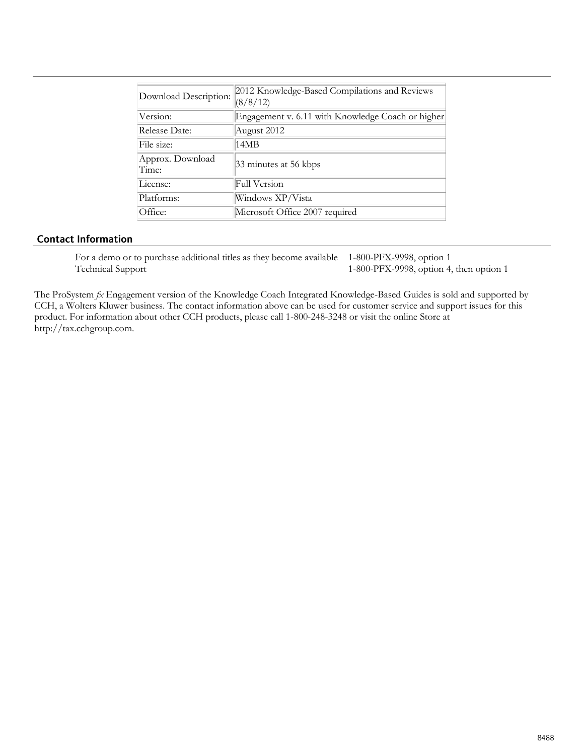| | |
|---|---|
| Download Description: | 2012 Knowledge-Based Compilations and Reviews (8/8/12) |
| Version: | Engagement v. 6.11 with Knowledge Coach or higher |
| Release Date: | August 2012 |
| File size: | 14MB |
| Approx. Download Time: | 33 minutes at 56 kbps |
| License: | Full Version |
| Platforms: | Windows XP/Vista |
| Office: | Microsoft Office 2007 required |

## Contact Information

| | |
|---|---|
| For a demo or to purchase additional titles as they become available | 1-800-PFX-9998, option 1 |
| Technical Support | 1-800-PFX-9998, option 4, then option 1 |

The ProSystem *fx* Engagement version of the Knowledge Coach Integrated Knowledge-Based Guides is sold and supported by CCH, a Wolters Kluwer business. The contact information above can be used for customer service and support issues for this product. For information about other CCH products, please call 1-800-248-3248 or visit the online Store at http://tax.cchgroup.com.

8488